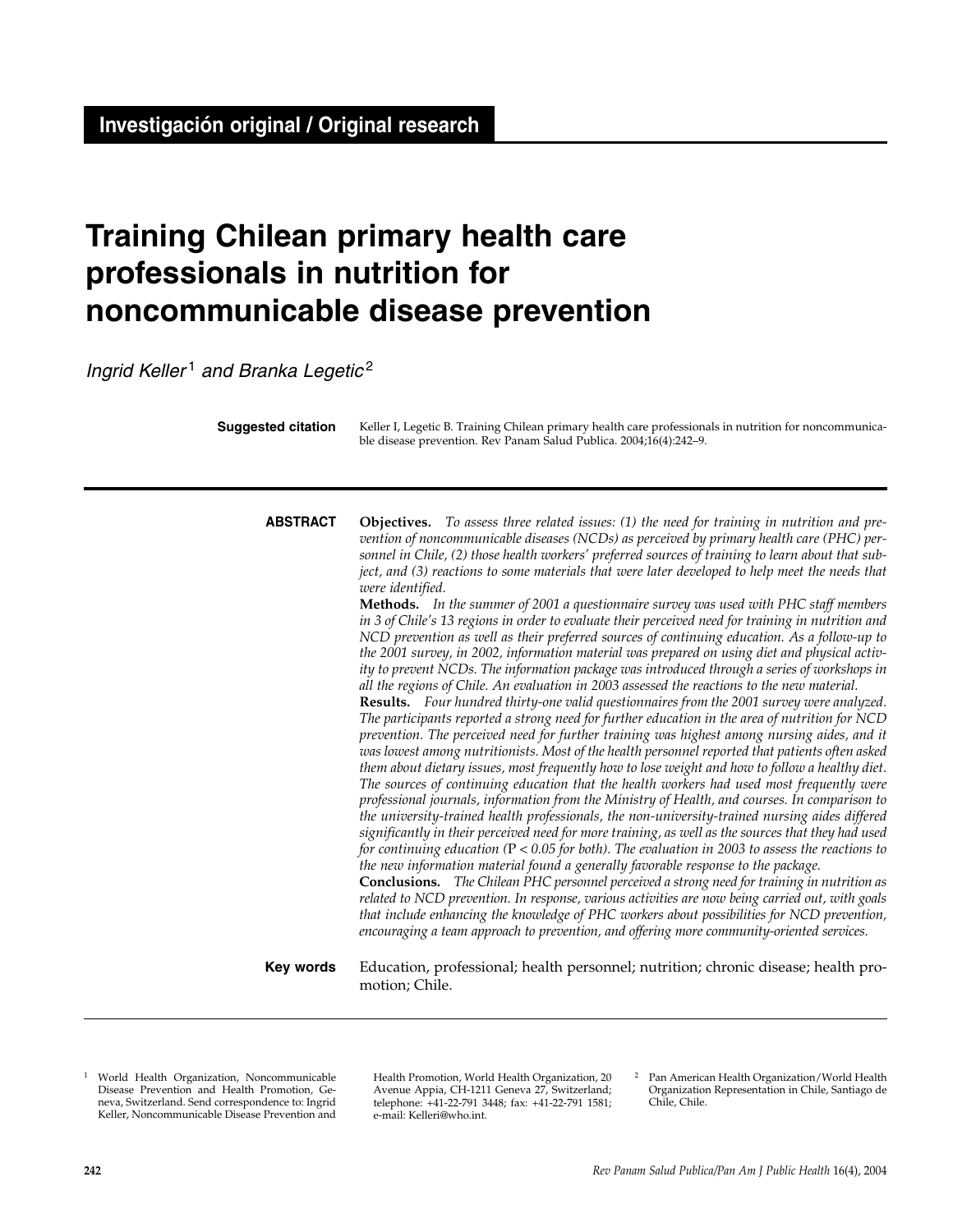**Investigación original / Original research**

# Training Chilean primary health care professionals in nutrition for noncommunicable disease prevention

*Ingrid Keller*[1] *and Branka Legetic*[2]

**Suggested citation** Keller I, Legetic B. Training Chilean primary health care professionals in nutrition for noncommunicable disease prevention. Rev Panam Salud Publica. 2004;16(4):242–9.

**ABSTRACT**

**Objectives.** *To assess three related issues: (1) the need for training in nutrition and prevention of noncommunicable diseases (NCDs) as perceived by primary health care (PHC) personnel in Chile, (2) those health workers' preferred sources of training to learn about that subject, and (3) reactions to some materials that were later developed to help meet the needs that were identified.*

**Methods.** *In the summer of 2001 a questionnaire survey was used with PHC staff members in 3 of Chile's 13 regions in order to evaluate their perceived need for training in nutrition and NCD prevention as well as their preferred sources of continuing education. As a follow-up to the 2001 survey, in 2002, information material was prepared on using diet and physical activity to prevent NCDs. The information package was introduced through a series of workshops in all the regions of Chile. An evaluation in 2003 assessed the reactions to the new material.*

**Results.** *Four hundred thirty-one valid questionnaires from the 2001 survey were analyzed. The participants reported a strong need for further education in the area of nutrition for NCD prevention. The perceived need for further training was highest among nursing aides, and it was lowest among nutritionists. Most of the health personnel reported that patients often asked them about dietary issues, most frequently how to lose weight and how to follow a healthy diet. The sources of continuing education that the health workers had used most frequently were professional journals, information from the Ministry of Health, and courses. In comparison to the university-trained health professionals, the non-university-trained nursing aides differed significantly in their perceived need for more training, as well as the sources that they had used for continuing education ($P < 0.05$ for both). The evaluation in 2003 to assess the reactions to the new information material found a generally favorable response to the package.*

**Conclusions.** *The Chilean PHC personnel perceived a strong need for training in nutrition as related to NCD prevention. In response, various activities are now being carried out, with goals that include enhancing the knowledge of PHC workers about possibilities for NCD prevention, encouraging a team approach to prevention, and offering more community-oriented services.*

**Key words** Education, professional; health personnel; nutrition; chronic disease; health promotion; Chile.

---

[1] World Health Organization, Noncommunicable Disease Prevention and Health Promotion, Geneva, Switzerland. Send correspondence to: Ingrid Keller, Noncommunicable Disease Prevention and Health Promotion, World Health Organization, 20 Avenue Appia, CH-1211 Geneva 27, Switzerland; telephone: +41-22-791 3448; fax: +41-22-791 1581; e-mail: Kelleri@who.int.

[2] Pan American Health Organization/World Health Organization Representation in Chile, Santiago de Chile, Chile.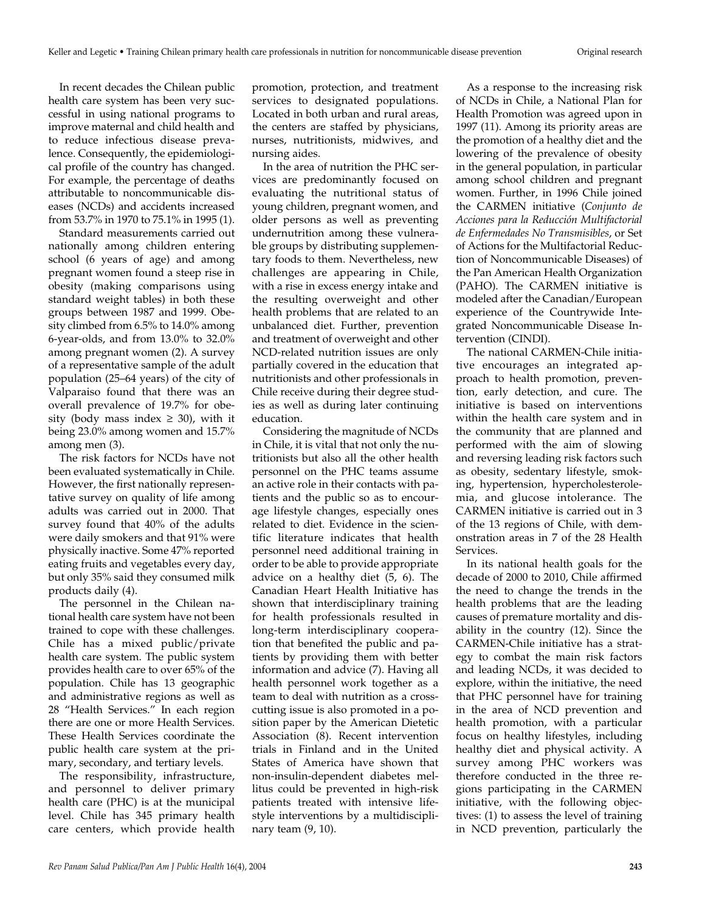In recent decades the Chilean public health care system has been very successful in using national programs to improve maternal and child health and to reduce infectious disease prevalence. Consequently, the epidemiological profile of the country has changed. For example, the percentage of deaths attributable to noncommunicable diseases (NCDs) and accidents increased from 53.7% in 1970 to 75.1% in 1995 (1).

Standard measurements carried out nationally among children entering school (6 years of age) and among pregnant women found a steep rise in obesity (making comparisons using standard weight tables) in both these groups between 1987 and 1999. Obesity climbed from 6.5% to 14.0% among 6-year-olds, and from 13.0% to 32.0% among pregnant women (2). A survey of a representative sample of the adult population (25–64 years) of the city of Valparaiso found that there was an overall prevalence of 19.7% for obesity (body mass index ≥ 30), with it being 23.0% among women and 15.7% among men (3).

The risk factors for NCDs have not been evaluated systematically in Chile. However, the first nationally representative survey on quality of life among adults was carried out in 2000. That survey found that 40% of the adults were daily smokers and that 91% were physically inactive. Some 47% reported eating fruits and vegetables every day, but only 35% said they consumed milk products daily (4).

The personnel in the Chilean national health care system have not been trained to cope with these challenges. Chile has a mixed public/private health care system. The public system provides health care to over 65% of the population. Chile has 13 geographic and administrative regions as well as 28 "Health Services." In each region there are one or more Health Services. These Health Services coordinate the public health care system at the primary, secondary, and tertiary levels.

The responsibility, infrastructure, and personnel to deliver primary health care (PHC) is at the municipal level. Chile has 345 primary health care centers, which provide health promotion, protection, and treatment services to designated populations. Located in both urban and rural areas, the centers are staffed by physicians, nurses, nutritionists, midwives, and nursing aides.

In the area of nutrition the PHC services are predominantly focused on evaluating the nutritional status of young children, pregnant women, and older persons as well as preventing undernutrition among these vulnerable groups by distributing supplementary foods to them. Nevertheless, new challenges are appearing in Chile, with a rise in excess energy intake and the resulting overweight and other health problems that are related to an unbalanced diet. Further, prevention and treatment of overweight and other NCD-related nutrition issues are only partially covered in the education that nutritionists and other professionals in Chile receive during their degree studies as well as during later continuing education.

Considering the magnitude of NCDs in Chile, it is vital that not only the nutritionists but also all the other health personnel on the PHC teams assume an active role in their contacts with patients and the public so as to encourage lifestyle changes, especially ones related to diet. Evidence in the scientific literature indicates that health personnel need additional training in order to be able to provide appropriate advice on a healthy diet (5, 6). The Canadian Heart Health Initiative has shown that interdisciplinary training for health professionals resulted in long-term interdisciplinary cooperation that benefited the public and patients by providing them with better information and advice (7). Having all health personnel work together as a team to deal with nutrition as a cross-cutting issue is also promoted in a position paper by the American Dietetic Association (8). Recent intervention trials in Finland and in the United States of America have shown that non-insulin-dependent diabetes mellitus could be prevented in high-risk patients treated with intensive lifestyle interventions by a multidisciplinary team (9, 10).

As a response to the increasing risk of NCDs in Chile, a National Plan for Health Promotion was agreed upon in 1997 (11). Among its priority areas are the promotion of a healthy diet and the lowering of the prevalence of obesity in the general population, in particular among school children and pregnant women. Further, in 1996 Chile joined the CARMEN initiative (*Conjunto de Acciones para la Reducción Multifactorial de Enfermedades No Transmisibles*, or Set of Actions for the Multifactorial Reduction of Noncommunicable Diseases) of the Pan American Health Organization (PAHO). The CARMEN initiative is modeled after the Canadian/European experience of the Countrywide Integrated Noncommunicable Disease Intervention (CINDI).

The national CARMEN-Chile initiative encourages an integrated approach to health promotion, prevention, early detection, and cure. The initiative is based on interventions within the health care system and in the community that are planned and performed with the aim of slowing and reversing leading risk factors such as obesity, sedentary lifestyle, smoking, hypertension, hypercholesterolemia, and glucose intolerance. The CARMEN initiative is carried out in 3 of the 13 regions of Chile, with demonstration areas in 7 of the 28 Health Services.

In its national health goals for the decade of 2000 to 2010, Chile affirmed the need to change the trends in the health problems that are the leading causes of premature mortality and disability in the country (12). Since the CARMEN-Chile initiative has a strategy to combat the main risk factors and leading NCDs, it was decided to explore, within the initiative, the need that PHC personnel have for training in the area of NCD prevention and health promotion, with a particular focus on healthy lifestyles, including healthy diet and physical activity. A survey among PHC workers was therefore conducted in the three regions participating in the CARMEN initiative, with the following objectives: (1) to assess the level of training in NCD prevention, particularly the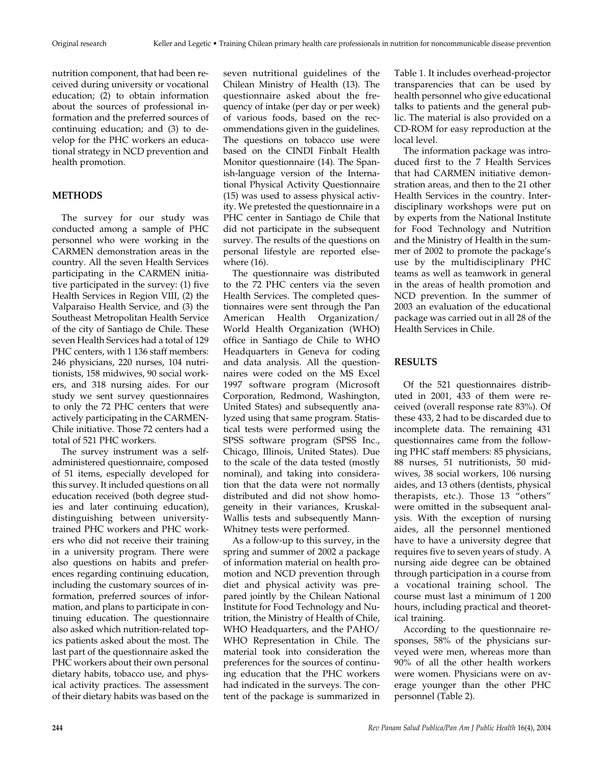nutrition component, that had been received during university or vocational education; (2) to obtain information about the sources of professional information and the preferred sources of continuing education; and (3) to develop for the PHC workers an educational strategy in NCD prevention and health promotion.

## METHODS

The survey for our study was conducted among a sample of PHC personnel who were working in the CARMEN demonstration areas in the country. All the seven Health Services participating in the CARMEN initiative participated in the survey: (1) five Health Services in Region VIII, (2) the Valparaiso Health Service, and (3) the Southeast Metropolitan Health Service of the city of Santiago de Chile. These seven Health Services had a total of 129 PHC centers, with 1 136 staff members: 246 physicians, 220 nurses, 104 nutritionists, 158 midwives, 90 social workers, and 318 nursing aides. For our study we sent survey questionnaires to only the 72 PHC centers that were actively participating in the CARMEN-Chile initiative. Those 72 centers had a total of 521 PHC workers.

The survey instrument was a self-administered questionnaire, composed of 51 items, especially developed for this survey. It included questions on all education received (both degree studies and later continuing education), distinguishing between university-trained PHC workers and PHC workers who did not receive their training in a university program. There were also questions on habits and preferences regarding continuing education, including the customary sources of information, preferred sources of information, and plans to participate in continuing education. The questionnaire also asked which nutrition-related topics patients asked about the most. The last part of the questionnaire asked the PHC workers about their own personal dietary habits, tobacco use, and physical activity practices. The assessment of their dietary habits was based on the seven nutritional guidelines of the Chilean Ministry of Health (13). The questionnaire asked about the frequency of intake (per day or per week) of various foods, based on the recommendations given in the guidelines. The questions on tobacco use were based on the CINDI Finbalt Health Monitor questionnaire (14). The Spanish-language version of the International Physical Activity Questionnaire (15) was used to assess physical activity. We pretested the questionnaire in a PHC center in Santiago de Chile that did not participate in the subsequent survey. The results of the questions on personal lifestyle are reported elsewhere (16).

The questionnaire was distributed to the 72 PHC centers via the seven Health Services. The completed questionnaires were sent through the Pan American Health Organization/World Health Organization (WHO) office in Santiago de Chile to WHO Headquarters in Geneva for coding and data analysis. All the questionnaires were coded on the MS Excel 1997 software program (Microsoft Corporation, Redmond, Washington, United States) and subsequently analyzed using that same program. Statistical tests were performed using the SPSS software program (SPSS Inc., Chicago, Illinois, United States). Due to the scale of the data tested (mostly nominal), and taking into consideration that the data were not normally distributed and did not show homogeneity in their variances, Kruskal-Wallis tests and subsequently Mann-Whitney tests were performed.

As a follow-up to this survey, in the spring and summer of 2002 a package of information material on health promotion and NCD prevention through diet and physical activity was prepared jointly by the Chilean National Institute for Food Technology and Nutrition, the Ministry of Health of Chile, WHO Headquarters, and the PAHO/WHO Representation in Chile. The material took into consideration the preferences for the sources of continuing education that the PHC workers had indicated in the surveys. The content of the package is summarized in Table 1. It includes overhead-projector transparencies that can be used by health personnel who give educational talks to patients and the general public. The material is also provided on a CD-ROM for easy reproduction at the local level.

The information package was introduced first to the 7 Health Services that had CARMEN initiative demonstration areas, and then to the 21 other Health Services in the country. Interdisciplinary workshops were put on by experts from the National Institute for Food Technology and Nutrition and the Ministry of Health in the summer of 2002 to promote the package's use by the multidisciplinary PHC teams as well as teamwork in general in the areas of health promotion and NCD prevention. In the summer of 2003 an evaluation of the educational package was carried out in all 28 of the Health Services in Chile.

## RESULTS

Of the 521 questionnaires distributed in 2001, 433 of them were received (overall response rate 83%). Of these 433, 2 had to be discarded due to incomplete data. The remaining 431 questionnaires came from the following PHC staff members: 85 physicians, 88 nurses, 51 nutritionists, 50 midwives, 38 social workers, 106 nursing aides, and 13 others (dentists, physical therapists, etc.). Those 13 "others" were omitted in the subsequent analysis. With the exception of nursing aides, all the personnel mentioned have to have a university degree that requires five to seven years of study. A nursing aide degree can be obtained through participation in a course from a vocational training school. The course must last a minimum of 1 200 hours, including practical and theoretical training.

According to the questionnaire responses, 58% of the physicians surveyed were men, whereas more than 90% of all the other health workers were women. Physicians were on average younger than the other PHC personnel (Table 2).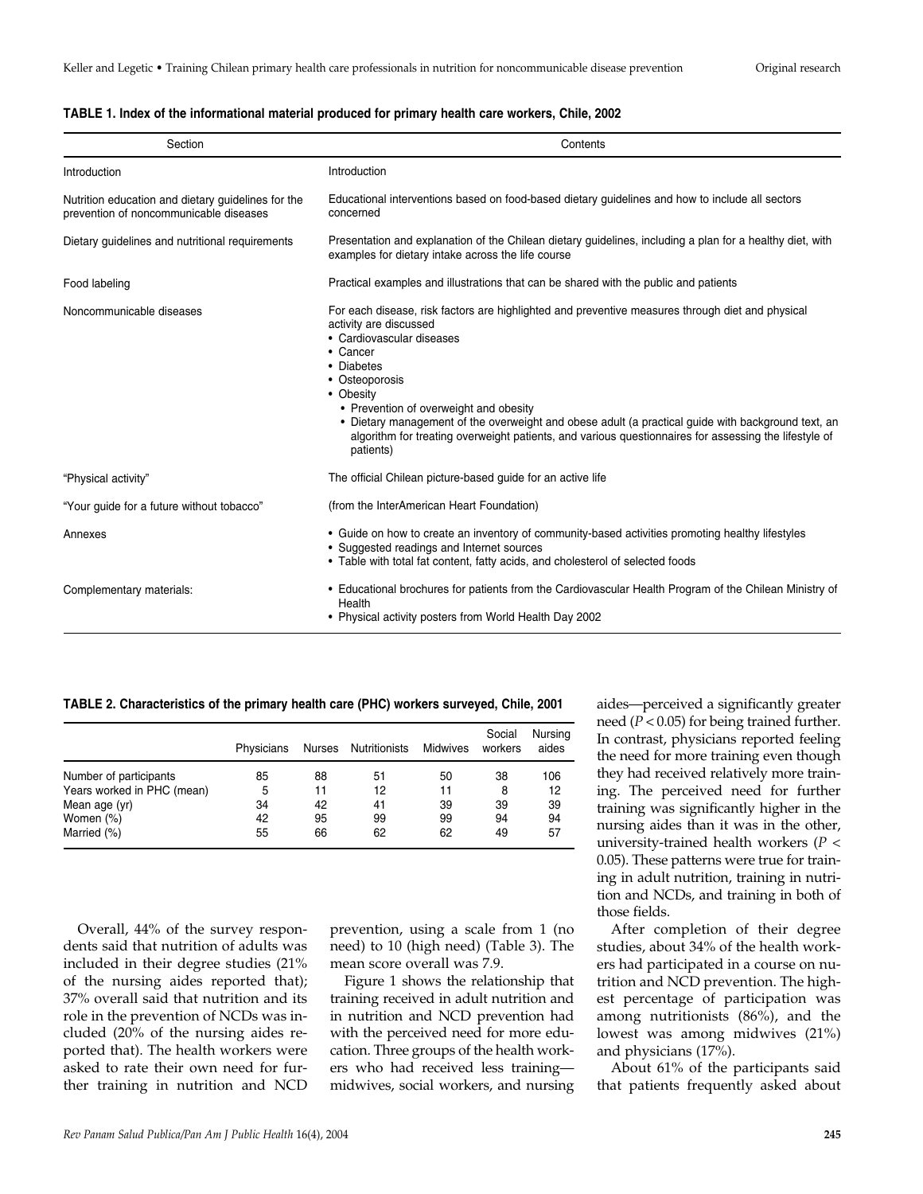**TABLE 1. Index of the informational material produced for primary health care workers, Chile, 2002**

| Section | Contents |
|---|---|
| Introduction | Introduction |
| Nutrition education and dietary guidelines for the prevention of noncommunicable diseases | Educational interventions based on food-based dietary guidelines and how to include all sectors concerned |
| Dietary guidelines and nutritional requirements | Presentation and explanation of the Chilean dietary guidelines, including a plan for a healthy diet, with examples for dietary intake across the life course |
| Food labeling | Practical examples and illustrations that can be shared with the public and patients |
| Noncommunicable diseases | For each disease, risk factors are highlighted and preventive measures through diet and physical activity are discussed<br>• Cardiovascular diseases<br>• Cancer<br>• Diabetes<br>• Osteoporosis<br>• Obesity<br>  • Prevention of overweight and obesity<br>  • Dietary management of the overweight and obese adult (a practical guide with background text, an algorithm for treating overweight patients, and various questionnaires for assessing the lifestyle of patients) |
| "Physical activity" | The official Chilean picture-based guide for an active life |
| "Your guide for a future without tobacco" | (from the InterAmerican Heart Foundation) |
| Annexes | • Guide on how to create an inventory of community-based activities promoting healthy lifestyles<br>• Suggested readings and Internet sources<br>• Table with total fat content, fatty acids, and cholesterol of selected foods |
| Complementary materials: | • Educational brochures for patients from the Cardiovascular Health Program of the Chilean Ministry of Health<br>• Physical activity posters from World Health Day 2002 |

**TABLE 2. Characteristics of the primary health care (PHC) workers surveyed, Chile, 2001**

| | Physicians | Nurses | Nutritionists | Midwives | Social workers | Nursing aides |
|---|---|---|---|---|---|---|
| Number of participants | 85 | 88 | 51 | 50 | 38 | 106 |
| Years worked in PHC (mean) | 5 | 11 | 12 | 11 | 8 | 12 |
| Mean age (yr) | 34 | 42 | 41 | 39 | 39 | 39 |
| Women (%) | 42 | 95 | 99 | 99 | 94 | 94 |
| Married (%) | 55 | 66 | 62 | 62 | 49 | 57 |

Overall, 44% of the survey respondents said that nutrition of adults was included in their degree studies (21% of the nursing aides reported that); 37% overall said that nutrition and its role in the prevention of NCDs was included (20% of the nursing aides reported that). The health workers were asked to rate their own need for further training in nutrition and NCD prevention, using a scale from 1 (no need) to 10 (high need) (Table 3). The mean score overall was 7.9.

Figure 1 shows the relationship that training received in adult nutrition and in nutrition and NCD prevention had with the perceived need for more education. Three groups of the health workers who had received less training—midwives, social workers, and nursing aides—perceived a significantly greater need ($P < 0.05$) for being trained further. In contrast, physicians reported feeling the need for more training even though they had received relatively more training. The perceived need for further training was significantly higher in the nursing aides than it was in the other, university-trained health workers ($P < 0.05$). These patterns were true for training in adult nutrition, training in nutrition and NCDs, and training in both of those fields.

After completion of their degree studies, about 34% of the health workers had participated in a course on nutrition and NCD prevention. The highest percentage of participation was among nutritionists (86%), and the lowest was among midwives (21%) and physicians (17%).

About 61% of the participants said that patients frequently asked about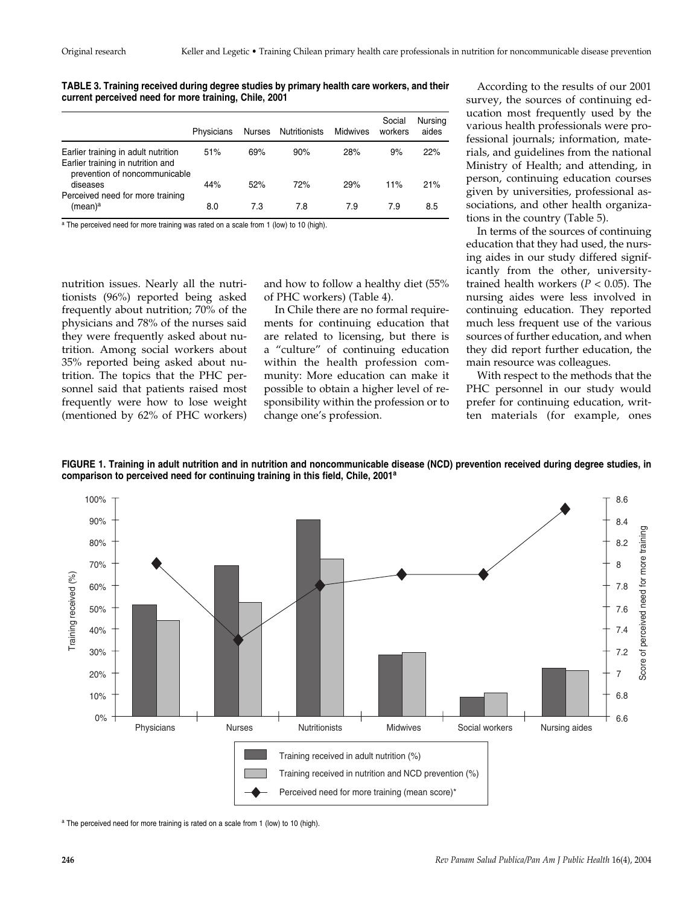**TABLE 3. Training received during degree studies by primary health care workers, and their current perceived need for more training, Chile, 2001**

| | Physicians | Nurses | Nutritionists | Midwives | Social workers | Nursing aides |
|---|---|---|---|---|---|---|
| Earlier training in adult nutrition | 51% | 69% | 90% | 28% | 9% | 22% |
| Earlier training in nutrition and prevention of noncommunicable diseases | 44% | 52% | 72% | 29% | 11% | 21% |
| Perceived need for more training (mean)[a] | 8.0 | 7.3 | 7.8 | 7.9 | 7.9 | 8.5 |

[a] The perceived need for more training was rated on a scale from 1 (low) to 10 (high).

nutrition issues. Nearly all the nutritionists (96%) reported being asked frequently about nutrition; 70% of the physicians and 78% of the nurses said they were frequently asked about nutrition. Among social workers about 35% reported being asked about nutrition. The topics that the PHC personnel said that patients raised most frequently were how to lose weight (mentioned by 62% of PHC workers) and how to follow a healthy diet (55% of PHC workers) (Table 4).

In Chile there are no formal requirements for continuing education that are related to licensing, but there is a "culture" of continuing education within the health profession community: More education can make it possible to obtain a higher level of responsibility within the profession or to change one's profession.

According to the results of our 2001 survey, the sources of continuing education most frequently used by the various health professionals were professional journals; information, materials, and guidelines from the national Ministry of Health; and attending, in person, continuing education courses given by universities, professional associations, and other health organizations in the country (Table 5).

In terms of the sources of continuing education that they had used, the nursing aides in our study differed significantly from the other, university-trained health workers ($P < 0.05$). The nursing aides were less involved in continuing education. They reported much less frequent use of the various sources of further education, and when they did report further education, the main resource was colleagues.

With respect to the methods that the PHC personnel in our study would prefer for continuing education, written materials (for example, ones

**FIGURE 1. Training in adult nutrition and in nutrition and noncommunicable disease (NCD) prevention received during degree studies, in comparison to perceived need for continuing training in this field, Chile, 2001[a]**

| | Physicians | Nurses | Nutritionists | Midwives | Social workers | Nursing aides |
|---|---|---|---|---|---|---|
| Training received in adult nutrition (%) | 51 | 69 | 90 | 28 | 9 | 22 |
| Training received in nutrition and NCD prevention (%) | 44 | 52 | 72 | 29 | 11 | 21 |
| Perceived need for more training (mean score)* | 8.0 | 7.3 | 7.8 | 7.9 | 7.9 | 8.5 |

[a] The perceived need for more training is rated on a scale from 1 (low) to 10 (high).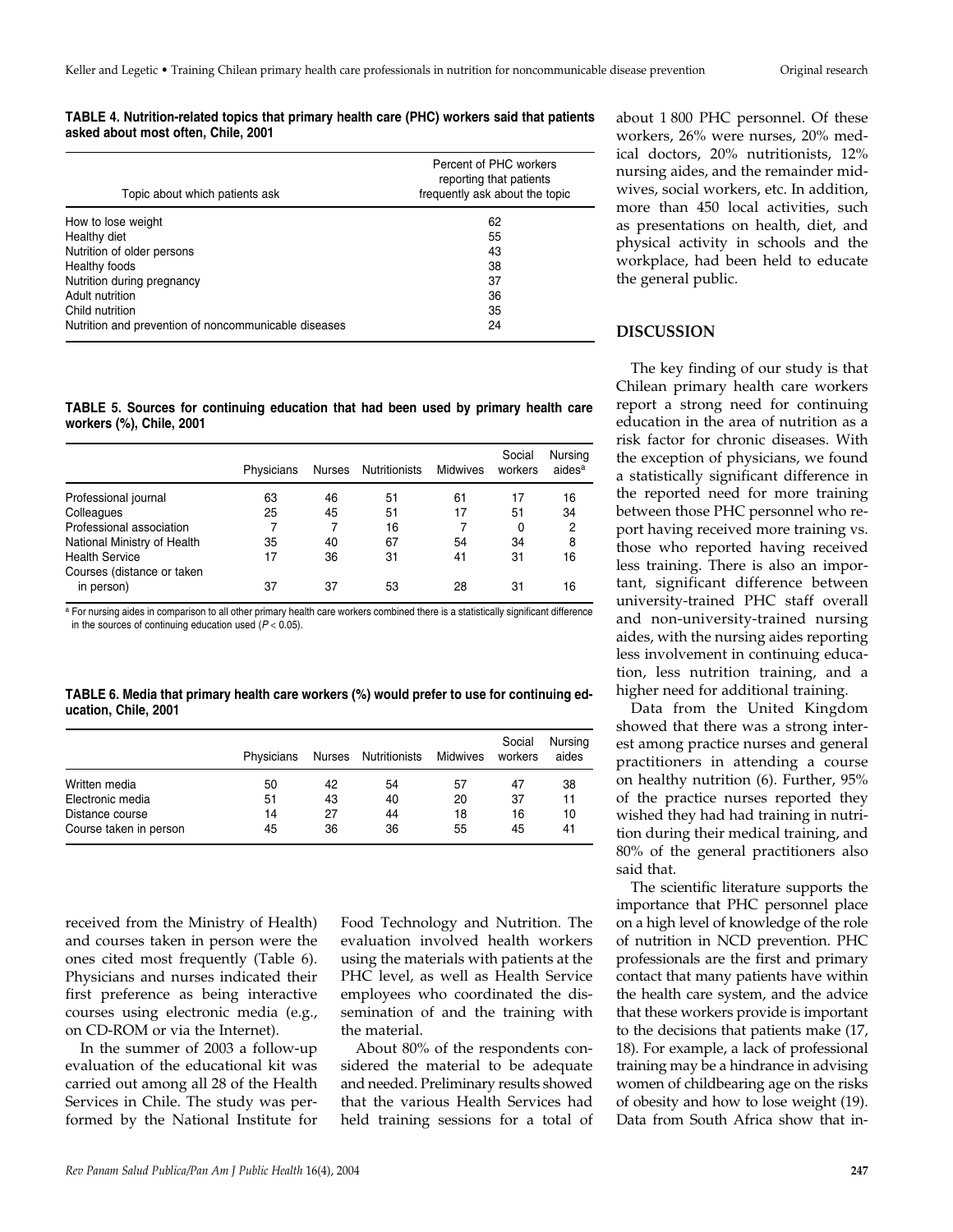**TABLE 4. Nutrition-related topics that primary health care (PHC) workers said that patients asked about most often, Chile, 2001**

| Topic about which patients ask | Percent of PHC workers reporting that patients frequently ask about the topic |
|---|---|
| How to lose weight | 62 |
| Healthy diet | 55 |
| Nutrition of older persons | 43 |
| Healthy foods | 38 |
| Nutrition during pregnancy | 37 |
| Adult nutrition | 36 |
| Child nutrition | 35 |
| Nutrition and prevention of noncommunicable diseases | 24 |

**TABLE 5. Sources for continuing education that had been used by primary health care workers (%), Chile, 2001**

| | Physicians | Nurses | Nutritionists | Midwives | Social workers | Nursing aides[a] |
|---|---|---|---|---|---|---|
| Professional journal | 63 | 46 | 51 | 61 | 17 | 16 |
| Colleagues | 25 | 45 | 51 | 17 | 51 | 34 |
| Professional association | 7 | 7 | 16 | 7 | 0 | 2 |
| National Ministry of Health | 35 | 40 | 67 | 54 | 34 | 8 |
| Health Service | 17 | 36 | 31 | 41 | 31 | 16 |
| Courses (distance or taken in person) | 37 | 37 | 53 | 28 | 31 | 16 |

[a] For nursing aides in comparison to all other primary health care workers combined there is a statistically significant difference in the sources of continuing education used ($P < 0.05$).

**TABLE 6. Media that primary health care workers (%) would prefer to use for continuing education, Chile, 2001**

| | Physicians | Nurses | Nutritionists | Midwives | Social workers | Nursing aides |
|---|---|---|---|---|---|---|
| Written media | 50 | 42 | 54 | 57 | 47 | 38 |
| Electronic media | 51 | 43 | 40 | 20 | 37 | 11 |
| Distance course | 14 | 27 | 44 | 18 | 16 | 10 |
| Course taken in person | 45 | 36 | 36 | 55 | 45 | 41 |

received from the Ministry of Health) and courses taken in person were the ones cited most frequently (Table 6). Physicians and nurses indicated their first preference as being interactive courses using electronic media (e.g., on CD-ROM or via the Internet).

In the summer of 2003 a follow-up evaluation of the educational kit was carried out among all 28 of the Health Services in Chile. The study was performed by the National Institute for Food Technology and Nutrition. The evaluation involved health workers using the materials with patients at the PHC level, as well as Health Service employees who coordinated the dissemination of and the training with the material.

About 80% of the respondents considered the material to be adequate and needed. Preliminary results showed that the various Health Services had held training sessions for a total of about 1 800 PHC personnel. Of these workers, 26% were nurses, 20% medical doctors, 20% nutritionists, 12% nursing aides, and the remainder midwives, social workers, etc. In addition, more than 450 local activities, such as presentations on health, diet, and physical activity in schools and the workplace, had been held to educate the general public.

## DISCUSSION

The key finding of our study is that Chilean primary health care workers report a strong need for continuing education in the area of nutrition as a risk factor for chronic diseases. With the exception of physicians, we found a statistically significant difference in the reported need for more training between those PHC personnel who report having received more training vs. those who reported having received less training. There is also an important, significant difference between university-trained PHC staff overall and non-university-trained nursing aides, with the nursing aides reporting less involvement in continuing education, less nutrition training, and a higher need for additional training.

Data from the United Kingdom showed that there was a strong interest among practice nurses and general practitioners in attending a course on healthy nutrition (6). Further, 95% of the practice nurses reported they wished they had had training in nutrition during their medical training, and 80% of the general practitioners also said that.

The scientific literature supports the importance that PHC personnel place on a high level of knowledge of the role of nutrition in NCD prevention. PHC professionals are the first and primary contact that many patients have within the health care system, and the advice that these workers provide is important to the decisions that patients make (17, 18). For example, a lack of professional training may be a hindrance in advising women of childbearing age on the risks of obesity and how to lose weight (19). Data from South Africa show that in-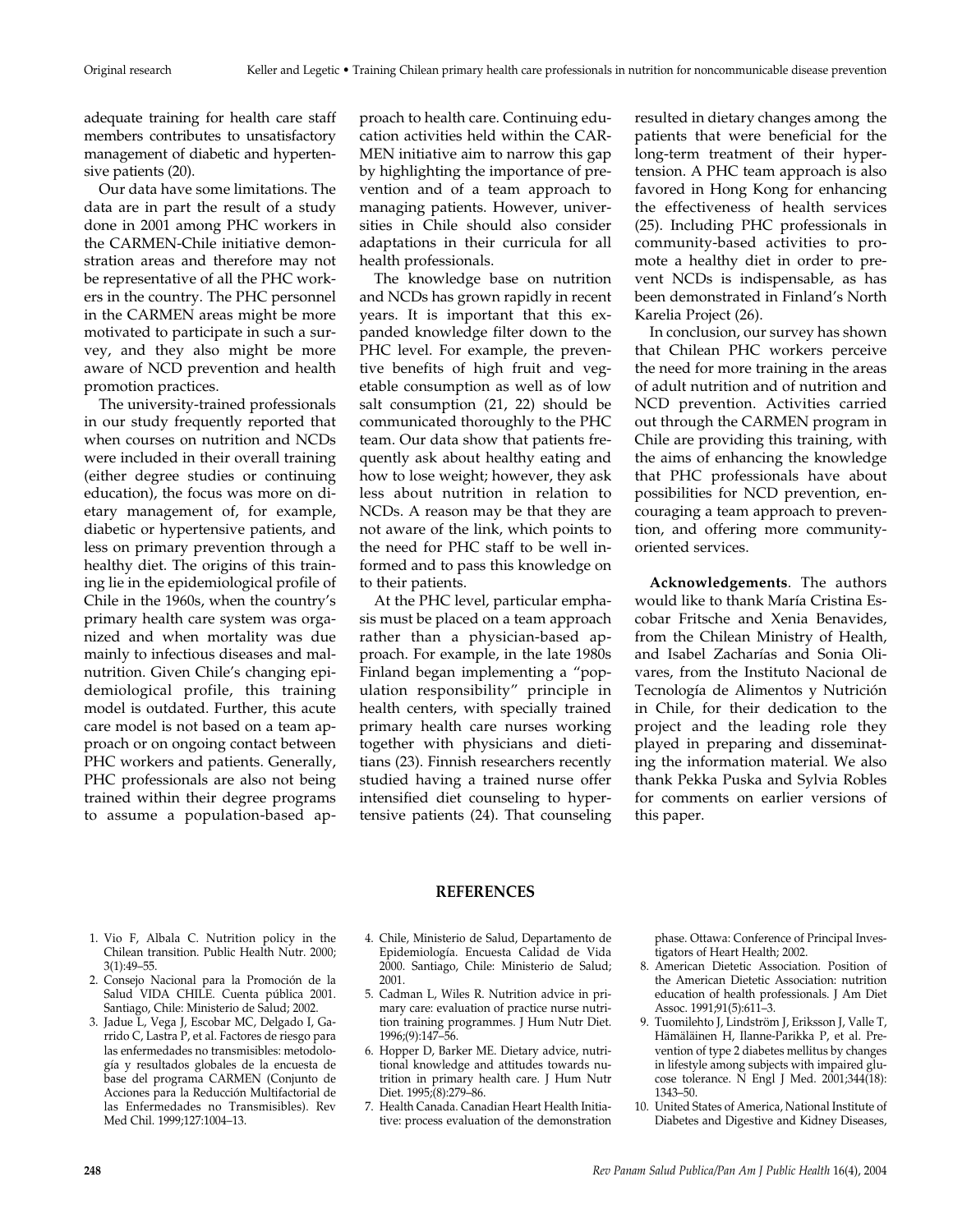adequate training for health care staff members contributes to unsatisfactory management of diabetic and hypertensive patients (20).

Our data have some limitations. The data are in part the result of a study done in 2001 among PHC workers in the CARMEN-Chile initiative demonstration areas and therefore may not be representative of all the PHC workers in the country. The PHC personnel in the CARMEN areas might be more motivated to participate in such a survey, and they also might be more aware of NCD prevention and health promotion practices.

The university-trained professionals in our study frequently reported that when courses on nutrition and NCDs were included in their overall training (either degree studies or continuing education), the focus was more on dietary management of, for example, diabetic or hypertensive patients, and less on primary prevention through a healthy diet. The origins of this training lie in the epidemiological profile of Chile in the 1960s, when the country's primary health care system was organized and when mortality was due mainly to infectious diseases and malnutrition. Given Chile's changing epidemiological profile, this training model is outdated. Further, this acute care model is not based on a team approach or on ongoing contact between PHC workers and patients. Generally, PHC professionals are also not being trained within their degree programs to assume a population-based approach to health care. Continuing education activities held within the CARMEN initiative aim to narrow this gap by highlighting the importance of prevention and of a team approach to managing patients. However, universities in Chile should also consider adaptations in their curricula for all health professionals.

The knowledge base on nutrition and NCDs has grown rapidly in recent years. It is important that this expanded knowledge filter down to the PHC level. For example, the preventive benefits of high fruit and vegetable consumption as well as of low salt consumption (21, 22) should be communicated thoroughly to the PHC team. Our data show that patients frequently ask about healthy eating and how to lose weight; however, they ask less about nutrition in relation to NCDs. A reason may be that they are not aware of the link, which points to the need for PHC staff to be well informed and to pass this knowledge on to their patients.

At the PHC level, particular emphasis must be placed on a team approach rather than a physician-based approach. For example, in the late 1980s Finland began implementing a "population responsibility" principle in health centers, with specially trained primary health care nurses working together with physicians and dietitians (23). Finnish researchers recently studied having a trained nurse offer intensified diet counseling to hypertensive patients (24). That counseling resulted in dietary changes among the patients that were beneficial for the long-term treatment of their hypertension. A PHC team approach is also favored in Hong Kong for enhancing the effectiveness of health services (25). Including PHC professionals in community-based activities to promote a healthy diet in order to prevent NCDs is indispensable, as has been demonstrated in Finland's North Karelia Project (26).

In conclusion, our survey has shown that Chilean PHC workers perceive the need for more training in the areas of adult nutrition and of nutrition and NCD prevention. Activities carried out through the CARMEN program in Chile are providing this training, with the aims of enhancing the knowledge that PHC professionals have about possibilities for NCD prevention, encouraging a team approach to prevention, and offering more community-oriented services.

**Acknowledgements**. The authors would like to thank María Cristina Escobar Fritsche and Xenia Benavides, from the Chilean Ministry of Health, and Isabel Zacharías and Sonia Olivares, from the Instituto Nacional de Tecnología de Alimentos y Nutrición in Chile, for their dedication to the project and the leading role they played in preparing and disseminating the information material. We also thank Pekka Puska and Sylvia Robles for comments on earlier versions of this paper.

## REFERENCES

1. Vio F, Albala C. Nutrition policy in the Chilean transition. Public Health Nutr. 2000; 3(1):49–55.
2. Consejo Nacional para la Promoción de la Salud VIDA CHILE. Cuenta pública 2001. Santiago, Chile: Ministerio de Salud; 2002.
3. Jadue L, Vega J, Escobar MC, Delgado I, Garrido C, Lastra P, et al. Factores de riesgo para las enfermedades no transmisibles: metodología y resultados globales de la encuesta de base del programa CARMEN (Conjunto de Acciones para la Reducción Multifactorial de las Enfermedades no Transmisibles). Rev Med Chil. 1999;127:1004–13.
4. Chile, Ministerio de Salud, Departamento de Epidemiología. Encuesta Calidad de Vida 2000. Santiago, Chile: Ministerio de Salud; 2001.
5. Cadman L, Wiles R. Nutrition advice in primary care: evaluation of practice nurse nutrition training programmes. J Hum Nutr Diet. 1996;(9):147–56.
6. Hopper D, Barker ME. Dietary advice, nutritional knowledge and attitudes towards nutrition in primary health care. J Hum Nutr Diet. 1995;(8):279–86.
7. Health Canada. Canadian Heart Health Initiative: process evaluation of the demonstration phase. Ottawa: Conference of Principal Investigators of Heart Health; 2002.
8. American Dietetic Association. Position of the American Dietetic Association: nutrition education of health professionals. J Am Diet Assoc. 1991;91(5):611–3.
9. Tuomilehto J, Lindström J, Eriksson J, Valle T, Hämäläinen H, Ilanne-Parikka P, et al. Prevention of type 2 diabetes mellitus by changes in lifestyle among subjects with impaired glucose tolerance. N Engl J Med. 2001;344(18): 1343–50.
10. United States of America, National Institute of Diabetes and Digestive and Kidney Diseases,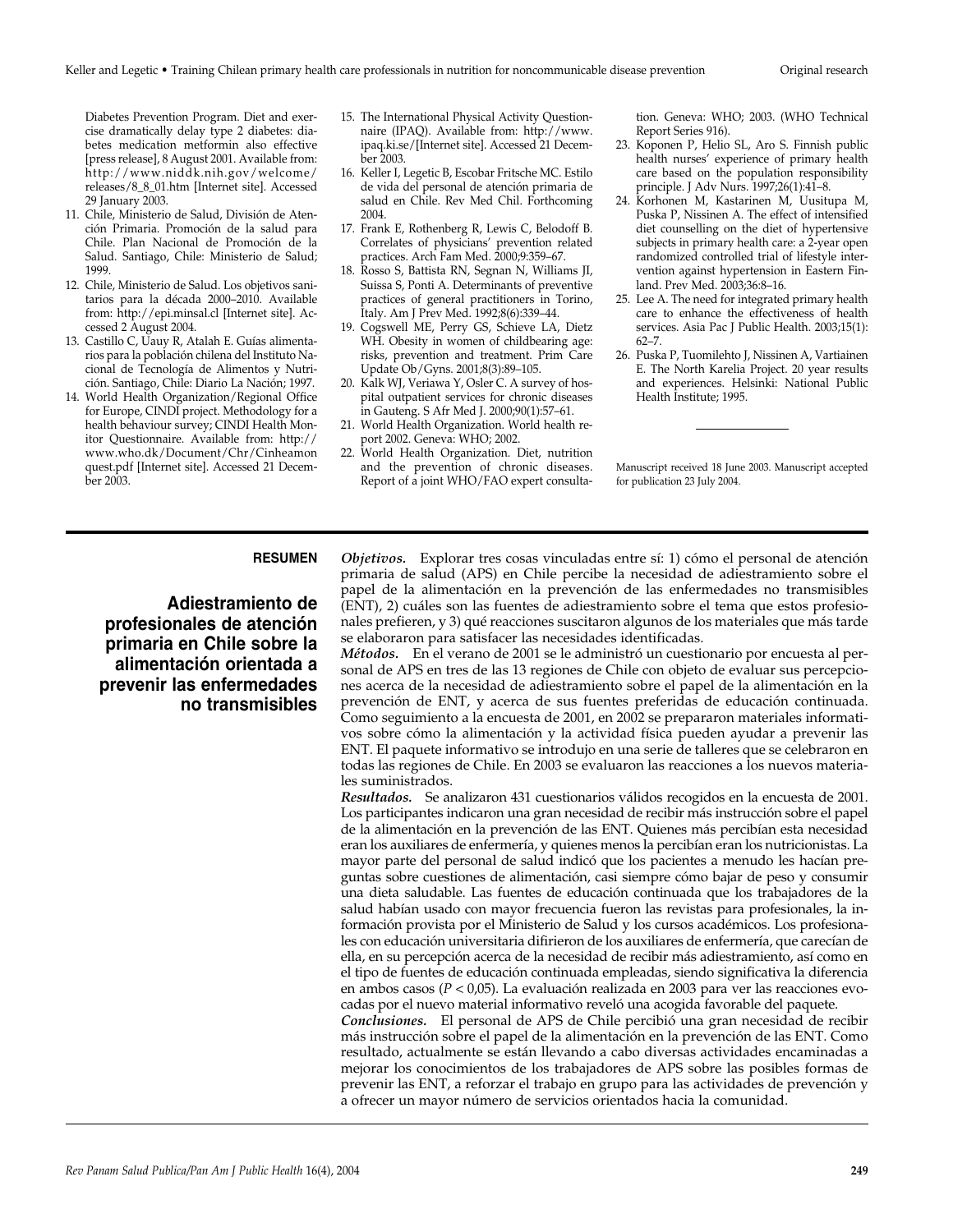Diabetes Prevention Program. Diet and exercise dramatically delay type 2 diabetes: diabetes medication metformin also effective [press release], 8 August 2001. Available from: http://www.niddk.nih.gov/welcome/releases/8_8_01.htm [Internet site]. Accessed 29 January 2003.

11. Chile, Ministerio de Salud, División de Atención Primaria. Promoción de la salud para Chile. Plan Nacional de Promoción de la Salud. Santiago, Chile: Ministerio de Salud; 1999.
12. Chile, Ministerio de Salud. Los objetivos sanitarios para la década 2000–2010. Available from: http://epi.minsal.cl [Internet site]. Accessed 2 August 2004.
13. Castillo C, Uauy R, Atalah E. Guías alimentarios para la población chilena del Instituto Nacional de Tecnología de Alimentos y Nutrición. Santiago, Chile: Diario La Nación; 1997.
14. World Health Organization/Regional Office for Europe, CINDI project. Methodology for a health behaviour survey; CINDI Health Monitor Questionnaire. Available from: http://www.who.dk/Document/Chr/Cinheamonquest.pdf [Internet site]. Accessed 21 December 2003.
15. The International Physical Activity Questionnaire (IPAQ). Available from: http://www.ipaq.ki.se/[Internet site]. Accessed 21 December 2003.
16. Keller I, Legetic B, Escobar Fritsche MC. Estilo de vida del personal de atención primaria de salud en Chile. Rev Med Chil. Forthcoming 2004.
17. Frank E, Rothenberg R, Lewis C, Belodoff B. Correlates of physicians' prevention related practices. Arch Fam Med. 2000;9:359–67.
18. Rosso S, Battista RN, Segnan N, Williams JI, Suissa S, Ponti A. Determinants of preventive practices of general practitioners in Torino, Italy. Am J Prev Med. 1992;8(6):339–44.
19. Cogswell ME, Perry GS, Schieve LA, Dietz WH. Obesity in women of childbearing age: risks, prevention and treatment. Prim Care Update Ob/Gyns. 2001;8(3):89–105.
20. Kalk WJ, Veriawa Y, Osler C. A survey of hospital outpatient services for chronic diseases in Gauteng. S Afr Med J. 2000;90(1):57–61.
21. World Health Organization. World health report 2002. Geneva: WHO; 2002.
22. World Health Organization. Diet, nutrition and the prevention of chronic diseases. Report of a joint WHO/FAO expert consultation. Geneva: WHO; 2003. (WHO Technical Report Series 916).
23. Koponen P, Helio SL, Aro S. Finnish public health nurses' experience of primary health care based on the population responsibility principle. J Adv Nurs. 1997;26(1):41–8.
24. Korhonen M, Kastarinen M, Uusitupa M, Puska P, Nissinen A. The effect of intensified diet counselling on the diet of hypertensive subjects in primary health care: a 2-year open randomized controlled trial of lifestyle intervention against hypertension in Eastern Finland. Prev Med. 2003;36:8–16.
25. Lee A. The need for integrated primary health care to enhance the effectiveness of health services. Asia Pac J Public Health. 2003;15(1):62–7.
26. Puska P, Tuomilehto J, Nissinen A, Vartiainen E. The North Karelia Project. 20 year results and experiences. Helsinki: National Public Health Institute; 1995.

Manuscript received 18 June 2003. Manuscript accepted for publication 23 July 2004.

---

**RESUMEN**

## Adiestramiento de profesionales de atención primaria en Chile sobre la alimentación orientada a prevenir las enfermedades no transmisibles

***Objetivos.*** Explorar tres cosas vinculadas entre sí: 1) cómo el personal de atención primaria de salud (APS) en Chile percibe la necesidad de adiestramiento sobre el papel de la alimentación en la prevención de las enfermedades no transmisibles (ENT), 2) cuáles son las fuentes de adiestramiento sobre el tema que estos profesionales prefieren, y 3) qué reacciones suscitaron algunos de los materiales que más tarde se elaboraron para satisfacer las necesidades identificadas.

***Métodos.*** En el verano de 2001 se le administró un cuestionario por encuesta al personal de APS en tres de las 13 regiones de Chile con objeto de evaluar sus percepciones acerca de la necesidad de adiestramiento sobre el papel de la alimentación en la prevención de ENT, y acerca de sus fuentes preferidas de educación continuada. Como seguimiento a la encuesta de 2001, en 2002 se prepararon materiales informativos sobre cómo la alimentación y la actividad física pueden ayudar a prevenir las ENT. El paquete informativo se introdujo en una serie de talleres que se celebraron en todas las regiones de Chile. En 2003 se evaluaron las reacciones a los nuevos materiales suministrados.

***Resultados.*** Se analizaron 431 cuestionarios válidos recogidos en la encuesta de 2001. Los participantes indicaron una gran necesidad de recibir más instrucción sobre el papel de la alimentación en la prevención de las ENT. Quienes más percibían esta necesidad eran los auxiliares de enfermería, y quienes menos la percibían eran los nutricionistas. La mayor parte del personal de salud indicó que los pacientes a menudo les hacían preguntas sobre cuestiones de alimentación, casi siempre cómo bajar de peso y consumir una dieta saludable. Las fuentes de educación continuada que los trabajadores de la salud habían usado con mayor frecuencia fueron las revistas para profesionales, la información provista por el Ministerio de Salud y los cursos académicos. Los profesionales con educación universitaria difirieron de los auxiliares de enfermería, que carecían de ella, en su percepción acerca de la necesidad de recibir más adiestramiento, así como en el tipo de fuentes de educación continuada empleadas, siendo significativa la diferencia en ambos casos ($P < 0,05$). La evaluación realizada en 2003 para ver las reacciones evocadas por el nuevo material informativo reveló una acogida favorable del paquete.

***Conclusiones.*** El personal de APS de Chile percibió una gran necesidad de recibir más instrucción sobre el papel de la alimentación en la prevención de las ENT. Como resultado, actualmente se están llevando a cabo diversas actividades encaminadas a mejorar los conocimientos de los trabajadores de APS sobre las posibles formas de prevenir las ENT, a reforzar el trabajo en grupo para las actividades de prevención y a ofrecer un mayor número de servicios orientados hacia la comunidad.